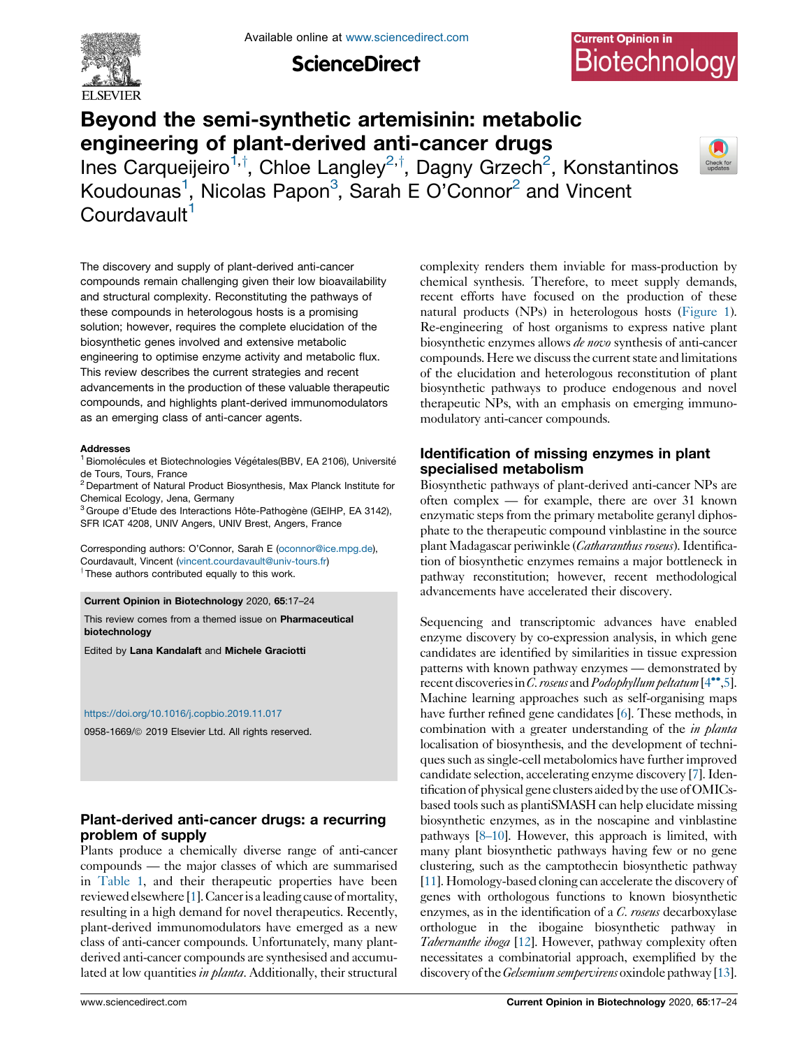# Beyond the semi-synthetic artemisinin: metabolic engineering of plant-derived anti-cancer drugs

Ines Carqueijeiro[1,†], Chloe Langley[2,†], Dagny Grzech[2], Konstantinos Koudounas[1], Nicolas Papon[3], Sarah E O'Connor[2] and Vincent Courdavault[1]

The discovery and supply of plant-derived anti-cancer compounds remain challenging given their low bioavailability and structural complexity. Reconstituting the pathways of these compounds in heterologous hosts is a promising solution; however, requires the complete elucidation of the biosynthetic genes involved and extensive metabolic engineering to optimise enzyme activity and metabolic flux. This review describes the current strategies and recent advancements in the production of these valuable therapeutic compounds, and highlights plant-derived immunomodulators as an emerging class of anti-cancer agents.

**Addresses**

[1] Biomolécules et Biotechnologies Végétales(BBV, EA 2106), Université de Tours, Tours, France

[2] Department of Natural Product Biosynthesis, Max Planck Institute for Chemical Ecology, Jena, Germany

[3] Groupe d'Etude des Interactions Hôte-Pathogène (GEIHP, EA 3142), SFR ICAT 4208, UNIV Angers, UNIV Brest, Angers, France

Corresponding authors: O'Connor, Sarah E (oconnor@ice.mpg.de), Courdavault, Vincent (vincent.courdavault@univ-tours.fr)

[†] These authors contributed equally to this work.

**Current Opinion in Biotechnology** 2020, **65**:17–24

This review comes from a themed issue on **Pharmaceutical biotechnology**

Edited by **Lana Kandalaft** and **Michele Graciotti**

https://doi.org/10.1016/j.copbio.2019.11.017

0958-1669/© 2019 Elsevier Ltd. All rights reserved.

## Plant-derived anti-cancer drugs: a recurring problem of supply

Plants produce a chemically diverse range of anti-cancer compounds — the major classes of which are summarised in Table 1, and their therapeutic properties have been reviewed elsewhere [1]. Cancer is a leading cause of mortality, resulting in a high demand for novel therapeutics. Recently, plant-derived immunomodulators have emerged as a new class of anti-cancer compounds. Unfortunately, many plant-derived anti-cancer compounds are synthesised and accumulated at low quantities *in planta*. Additionally, their structural complexity renders them inviable for mass-production by chemical synthesis. Therefore, to meet supply demands, recent efforts have focused on the production of these natural products (NPs) in heterologous hosts (Figure 1). Re-engineering of host organisms to express native plant biosynthetic enzymes allows *de novo* synthesis of anti-cancer compounds. Here we discuss the current state and limitations of the elucidation and heterologous reconstitution of plant biosynthetic pathways to produce endogenous and novel therapeutic NPs, with an emphasis on emerging immunomodulatory anti-cancer compounds.

## Identification of missing enzymes in plant specialised metabolism

Biosynthetic pathways of plant-derived anti-cancer NPs are often complex — for example, there are over 31 known enzymatic steps from the primary metabolite geranyl diphosphate to the therapeutic compound vinblastine in the source plant Madagascar periwinkle (*Catharanthus roseus*). Identification of biosynthetic enzymes remains a major bottleneck in pathway reconstitution; however, recent methodological advancements have accelerated their discovery.

Sequencing and transcriptomic advances have enabled enzyme discovery by co-expression analysis, in which gene candidates are identified by similarities in tissue expression patterns with known pathway enzymes — demonstrated by recent discoveries in *C. roseus* and *Podophyllum peltatum* [4••,5]. Machine learning approaches such as self-organising maps have further refined gene candidates [6]. These methods, in combination with a greater understanding of the *in planta* localisation of biosynthesis, and the development of techniques such as single-cell metabolomics have further improved candidate selection, accelerating enzyme discovery [7]. Identification of physical gene clusters aided by the use of OMICs-based tools such as plantiSMASH can help elucidate missing biosynthetic enzymes, as in the noscapine and vinblastine pathways [8–10]. However, this approach is limited, with many plant biosynthetic pathways having few or no gene clustering, such as the camptothecin biosynthetic pathway [11]. Homology-based cloning can accelerate the discovery of genes with orthologous functions to known biosynthetic enzymes, as in the identification of a *C. roseus* decarboxylase orthologue in the ibogaine biosynthetic pathway in *Tabernanthe iboga* [12]. However, pathway complexity often necessitates a combinatorial approach, exemplified by the discovery of the *Gelsemium sempervirens* oxindole pathway [13].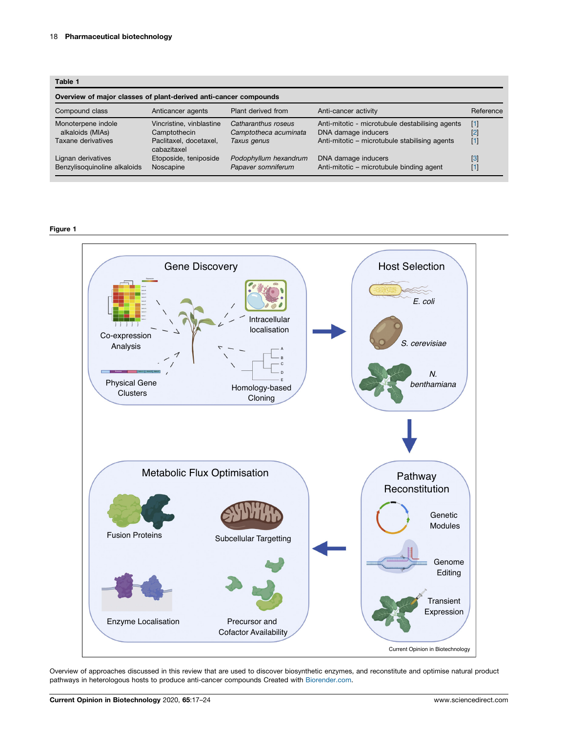**Table 1**

**Overview of major classes of plant-derived anti-cancer compounds**

| Compound class | Anticancer agents | Plant derived from | Anti-cancer activity | Reference |
|---|---|---|---|---|
| Monoterpene indole alkaloids (MIAs) | Vincristine, vinblastine | *Catharanthus roseus* | Anti-mitotic - microtubule destabilising agents | [1] |
| | Camptothecin | *Camptotheca acuminata* | DNA damage inducers | [2] |
| Taxane derivatives | Paclitaxel, docetaxel, cabazitaxel | *Taxus genus* | Anti-mitotic – microtubule stabilising agents | [1] |
| Lignan derivatives | Etoposide, teniposide | *Podophyllum hexandrum* | DNA damage inducers | [3] |
| Benzylisoquinoline alkaloids | Noscapine | *Papaver somniferum* | Anti-mitotic – microtubule binding agent | [1] |

**Figure 1**

Overview of approaches discussed in this review that are used to discover biosynthetic enzymes, and reconstitute and optimise natural product pathways in heterologous hosts to produce anti-cancer compounds Created with Biorender.com.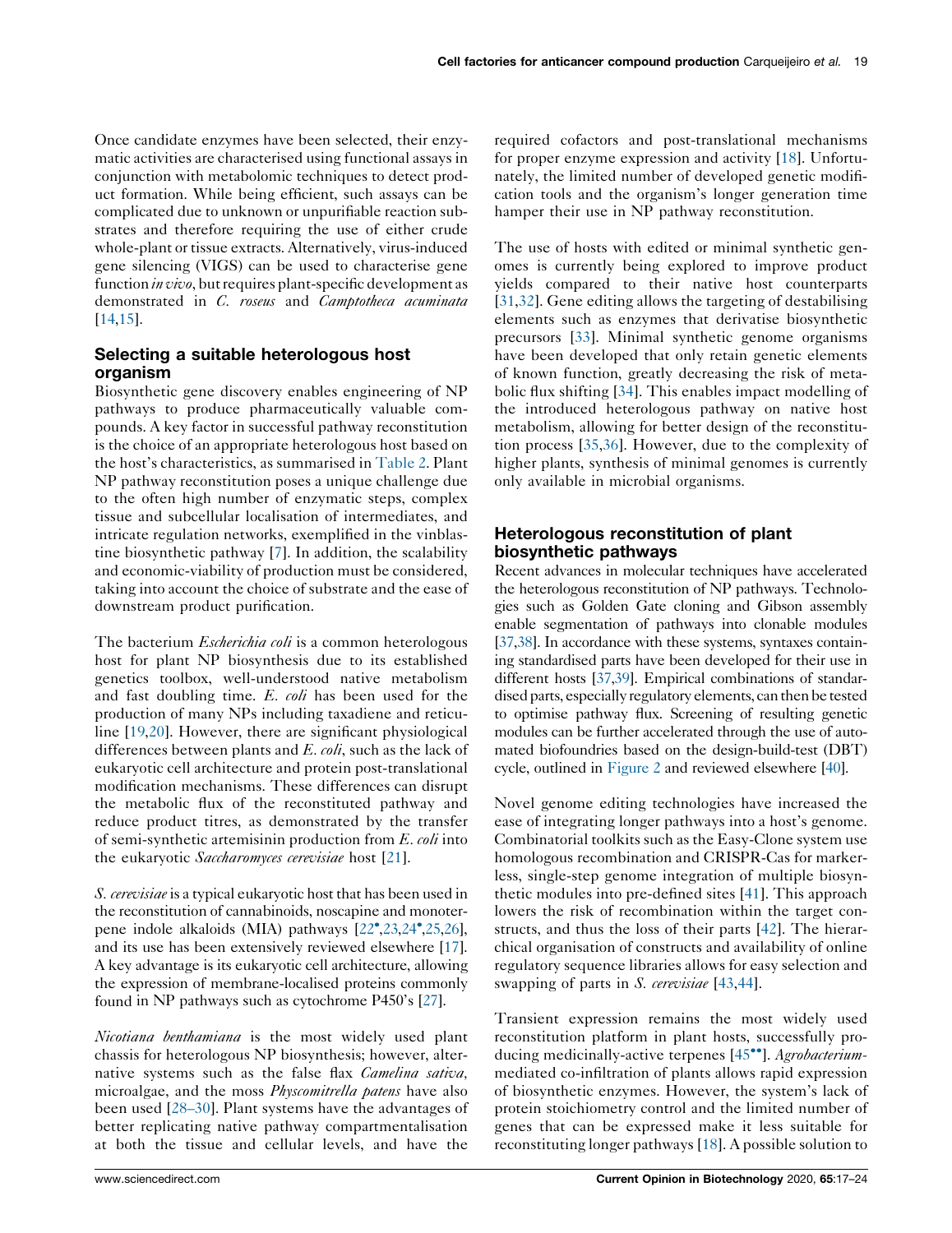Once candidate enzymes have been selected, their enzymatic activities are characterised using functional assays in conjunction with metabolomic techniques to detect product formation. While being efficient, such assays can be complicated due to unknown or unpurifiable reaction substrates and therefore requiring the use of either crude whole-plant or tissue extracts. Alternatively, virus-induced gene silencing (VIGS) can be used to characterise gene function *in vivo*, but requires plant-specific development as demonstrated in *C. roseus* and *Camptotheca acuminata* [14,15].

## Selecting a suitable heterologous host organism

Biosynthetic gene discovery enables engineering of NP pathways to produce pharmaceutically valuable compounds. A key factor in successful pathway reconstitution is the choice of an appropriate heterologous host based on the host's characteristics, as summarised in Table 2. Plant NP pathway reconstitution poses a unique challenge due to the often high number of enzymatic steps, complex tissue and subcellular localisation of intermediates, and intricate regulation networks, exemplified in the vinblastine biosynthetic pathway [7]. In addition, the scalability and economic-viability of production must be considered, taking into account the choice of substrate and the ease of downstream product purification.

The bacterium *Escherichia coli* is a common heterologous host for plant NP biosynthesis due to its established genetics toolbox, well-understood native metabolism and fast doubling time. *E. coli* has been used for the production of many NPs including taxadiene and reticuline [19,20]. However, there are significant physiological differences between plants and *E. coli*, such as the lack of eukaryotic cell architecture and protein post-translational modification mechanisms. These differences can disrupt the metabolic flux of the reconstituted pathway and reduce product titres, as demonstrated by the transfer of semi-synthetic artemisinin production from *E. coli* into the eukaryotic *Saccharomyces cerevisiae* host [21].

*S. cerevisiae* is a typical eukaryotic host that has been used in the reconstitution of cannabinoids, noscapine and monoterpene indole alkaloids (MIA) pathways [22•,23,24•,25,26], and its use has been extensively reviewed elsewhere [17]. A key advantage is its eukaryotic cell architecture, allowing the expression of membrane-localised proteins commonly found in NP pathways such as cytochrome P450's [27].

*Nicotiana benthamiana* is the most widely used plant chassis for heterologous NP biosynthesis; however, alternative systems such as the false flax *Camelina sativa*, microalgae, and the moss *Physcomitrella patens* have also been used [28–30]. Plant systems have the advantages of better replicating native pathway compartmentalisation at both the tissue and cellular levels, and have the required cofactors and post-translational mechanisms for proper enzyme expression and activity [18]. Unfortunately, the limited number of developed genetic modification tools and the organism's longer generation time hamper their use in NP pathway reconstitution.

The use of hosts with edited or minimal synthetic genomes is currently being explored to improve product yields compared to their native host counterparts [31,32]. Gene editing allows the targeting of destabilising elements such as enzymes that derivatise biosynthetic precursors [33]. Minimal synthetic genome organisms have been developed that only retain genetic elements of known function, greatly decreasing the risk of metabolic flux shifting [34]. This enables impact modelling of the introduced heterologous pathway on native host metabolism, allowing for better design of the reconstitution process [35,36]. However, due to the complexity of higher plants, synthesis of minimal genomes is currently only available in microbial organisms.

## Heterologous reconstitution of plant biosynthetic pathways

Recent advances in molecular techniques have accelerated the heterologous reconstitution of NP pathways. Technologies such as Golden Gate cloning and Gibson assembly enable segmentation of pathways into clonable modules [37,38]. In accordance with these systems, syntaxes containing standardised parts have been developed for their use in different hosts [37,39]. Empirical combinations of standardised parts, especially regulatory elements, can then be tested to optimise pathway flux. Screening of resulting genetic modules can be further accelerated through the use of automated biofoundries based on the design-build-test (DBT) cycle, outlined in Figure 2 and reviewed elsewhere [40].

Novel genome editing technologies have increased the ease of integrating longer pathways into a host's genome. Combinatorial toolkits such as the Easy-Clone system use homologous recombination and CRISPR-Cas for markerless, single-step genome integration of multiple biosynthetic modules into pre-defined sites [41]. This approach lowers the risk of recombination within the target constructs, and thus the loss of their parts [42]. The hierarchical organisation of constructs and availability of online regulatory sequence libraries allows for easy selection and swapping of parts in *S. cerevisiae* [43,44].

Transient expression remains the most widely used reconstitution platform in plant hosts, successfully producing medicinally-active terpenes [45••]. *Agrobacterium*-mediated co-infiltration of plants allows rapid expression of biosynthetic enzymes. However, the system's lack of protein stoichiometry control and the limited number of genes that can be expressed make it less suitable for reconstituting longer pathways [18]. A possible solution to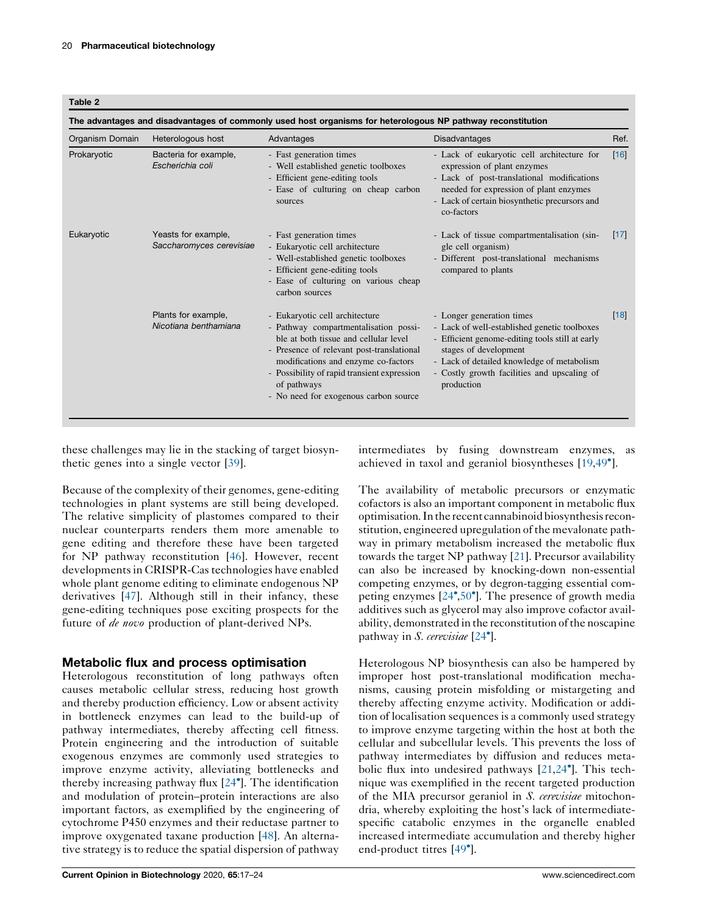**Table 2**

**The advantages and disadvantages of commonly used host organisms for heterologous NP pathway reconstitution**

| Organism Domain | Heterologous host | Advantages | Disadvantages | Ref. |
|---|---|---|---|---|
| Prokaryotic | Bacteria for example, *Escherichia coli* | - Fast generation times<br>- Well established genetic toolboxes<br>- Efficient gene-editing tools<br>- Ease of culturing on cheap carbon sources | - Lack of eukaryotic cell architecture for expression of plant enzymes<br>- Lack of post-translational modifications needed for expression of plant enzymes<br>- Lack of certain biosynthetic precursors and co-factors | [16] |
| Eukaryotic | Yeasts for example, *Saccharomyces cerevisiae* | - Fast generation times<br>- Eukaryotic cell architecture<br>- Well-established genetic toolboxes<br>- Efficient gene-editing tools<br>- Ease of culturing on various cheap carbon sources | - Lack of tissue compartmentalisation (single cell organism)<br>- Different post-translational mechanisms compared to plants | [17] |
| | Plants for example, *Nicotiana benthamiana* | - Eukaryotic cell architecture<br>- Pathway compartmentalisation possible at both tissue and cellular level<br>- Presence of relevant post-translational modifications and enzyme co-factors<br>- Possibility of rapid transient expression of pathways<br>- No need for exogenous carbon source | - Longer generation times<br>- Lack of well-established genetic toolboxes<br>- Efficient genome-editing tools still at early stages of development<br>- Lack of detailed knowledge of metabolism<br>- Costly growth facilities and upscaling of production | [18] |

these challenges may lie in the stacking of target biosynthetic genes into a single vector [39].

Because of the complexity of their genomes, gene-editing technologies in plant systems are still being developed. The relative simplicity of plastomes compared to their nuclear counterparts renders them more amenable to gene editing and therefore these have been targeted for NP pathway reconstitution [46]. However, recent developments in CRISPR-Cas technologies have enabled whole plant genome editing to eliminate endogenous NP derivatives [47]. Although still in their infancy, these gene-editing techniques pose exciting prospects for the future of *de novo* production of plant-derived NPs.

## Metabolic flux and process optimisation

Heterologous reconstitution of long pathways often causes metabolic cellular stress, reducing host growth and thereby production efficiency. Low or absent activity in bottleneck enzymes can lead to the build-up of pathway intermediates, thereby affecting cell fitness. Protein engineering and the introduction of suitable exogenous enzymes are commonly used strategies to improve enzyme activity, alleviating bottlenecks and thereby increasing pathway flux [24•]. The identification and modulation of protein–protein interactions are also important factors, as exemplified by the engineering of cytochrome P450 enzymes and their reductase partner to improve oxygenated taxane production [48]. An alternative strategy is to reduce the spatial dispersion of pathway intermediates by fusing downstream enzymes, as achieved in taxol and geraniol biosyntheses [19,49•].

The availability of metabolic precursors or enzymatic cofactors is also an important component in metabolic flux optimisation. In the recent cannabinoid biosynthesis reconstitution, engineered upregulation of the mevalonate pathway in primary metabolism increased the metabolic flux towards the target NP pathway [21]. Precursor availability can also be increased by knocking-down non-essential competing enzymes, or by degron-tagging essential competing enzymes [24•,50•]. The presence of growth media additives such as glycerol may also improve cofactor availability, demonstrated in the reconstitution of the noscapine pathway in *S. cerevisiae* [24•].

Heterologous NP biosynthesis can also be hampered by improper host post-translational modification mechanisms, causing protein misfolding or mistargeting and thereby affecting enzyme activity. Modification or addition of localisation sequences is a commonly used strategy to improve enzyme targeting within the host at both the cellular and subcellular levels. This prevents the loss of pathway intermediates by diffusion and reduces metabolic flux into undesired pathways [21,24•]. This technique was exemplified in the recent targeted production of the MIA precursor geraniol in *S. cerevisiae* mitochondria, whereby exploiting the host's lack of intermediate-specific catabolic enzymes in the organelle enabled increased intermediate accumulation and thereby higher end-product titres [49•].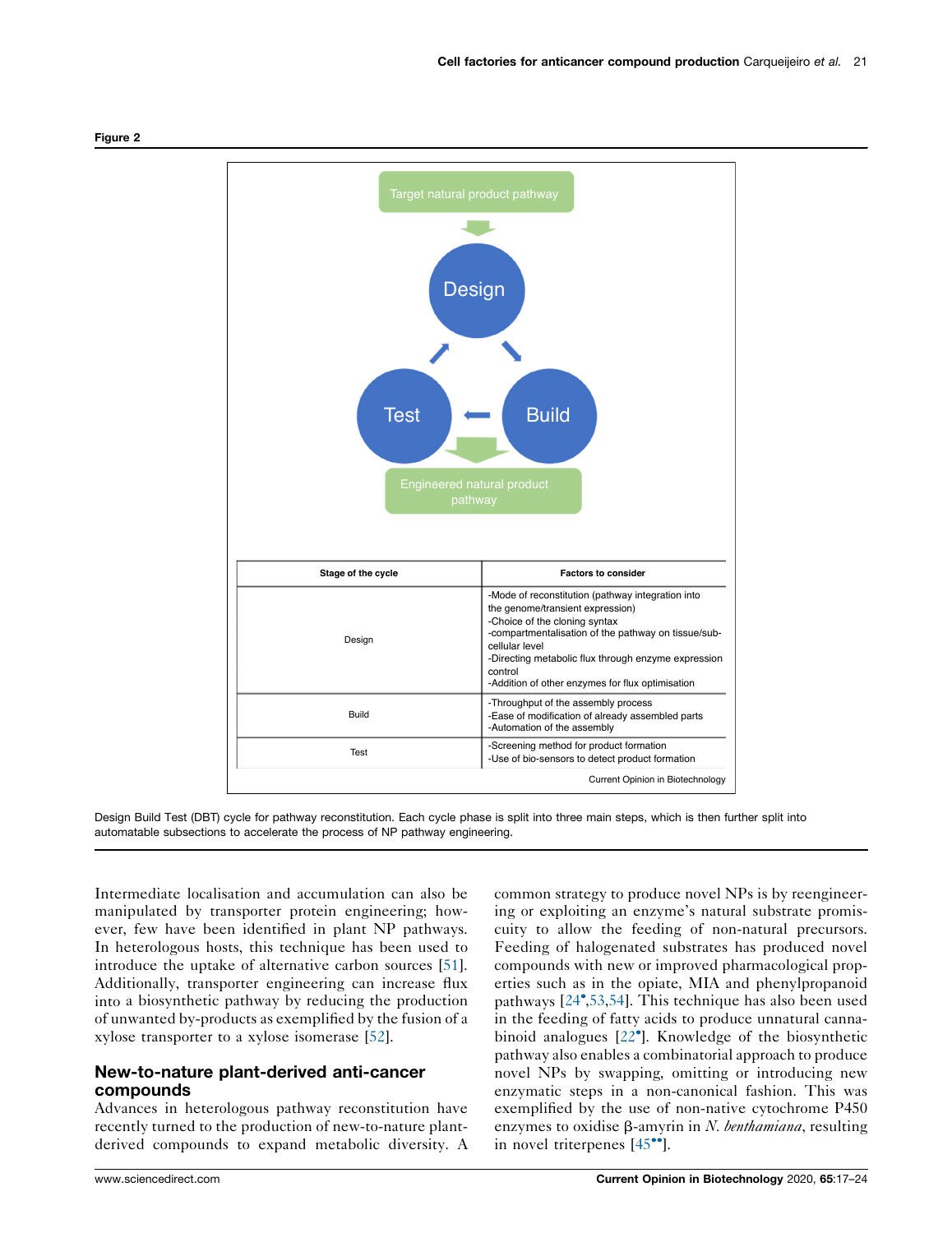**Figure 2**

Target natural product pathway

Design

Test

Build

Engineered natural product pathway

| Stage of the cycle | Factors to consider |
| --- | --- |
| Design | -Mode of reconstitution (pathway integration into the genome/transient expression)<br>-Choice of the cloning syntax<br>-compartmentalisation of the pathway on tissue/sub-cellular level<br>-Directing metabolic flux through enzyme expression control<br>-Addition of other enzymes for flux optimisation |
| Build | -Throughput of the assembly process<br>-Ease of modification of already assembled parts<br>-Automation of the assembly |
| Test | -Screening method for product formation<br>-Use of bio-sensors to detect product formation |

Current Opinion in Biotechnology

Design Build Test (DBT) cycle for pathway reconstitution. Each cycle phase is split into three main steps, which is then further split into automatable subsections to accelerate the process of NP pathway engineering.

Intermediate localisation and accumulation can also be manipulated by transporter protein engineering; however, few have been identified in plant NP pathways. In heterologous hosts, this technique has been used to introduce the uptake of alternative carbon sources [51]. Additionally, transporter engineering can increase flux into a biosynthetic pathway by reducing the production of unwanted by-products as exemplified by the fusion of a xylose transporter to a xylose isomerase [52].

## New-to-nature plant-derived anti-cancer compounds

Advances in heterologous pathway reconstitution have recently turned to the production of new-to-nature plant-derived compounds to expand metabolic diversity. A common strategy to produce novel NPs is by reengineering or exploiting an enzyme's natural substrate promiscuity to allow the feeding of non-natural precursors. Feeding of halogenated substrates has produced novel compounds with new or improved pharmacological properties such as in the opiate, MIA and phenylpropanoid pathways [24•,53,54]. This technique has also been used in the feeding of fatty acids to produce unnatural cannabinoid analogues [22•]. Knowledge of the biosynthetic pathway also enables a combinatorial approach to produce novel NPs by swapping, omitting or introducing new enzymatic steps in a non-canonical fashion. This was exemplified by the use of non-native cytochrome P450 enzymes to oxidise β-amyrin in *N. benthamiana*, resulting in novel triterpenes [45••].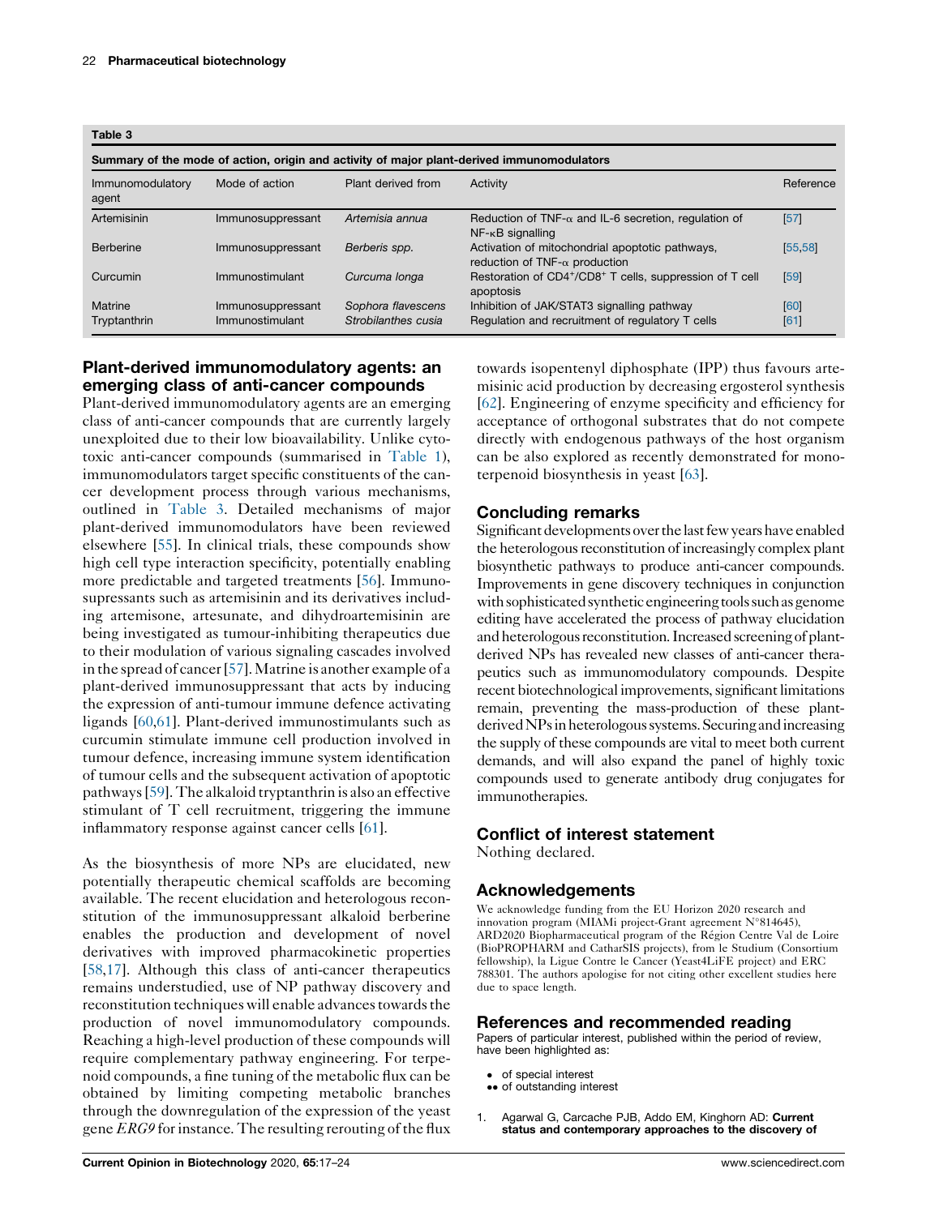**Table 3**

**Summary of the mode of action, origin and activity of major plant-derived immunomodulators**

| Immunomodulatory agent | Mode of action | Plant derived from | Activity | Reference |
|---|---|---|---|---|
| Artemisinin | Immunosuppressant | *Artemisia annua* | Reduction of TNF-α and IL-6 secretion, regulation of NF-κB signalling | [57] |
| Berberine | Immunosuppressant | *Berberis spp.* | Activation of mitochondrial apoptotic pathways, reduction of TNF-α production | [55,58] |
| Curcumin | Immunostimulant | *Curcuma longa* | Restoration of CD4[+]/CD8[+] T cells, suppression of T cell apoptosis | [59] |
| Matrine | Immunosuppressant | *Sophora flavescens* | Inhibition of JAK/STAT3 signalling pathway | [60] |
| Tryptanthrin | Immunostimulant | *Strobilanthes cusia* | Regulation and recruitment of regulatory T cells | [61] |

## Plant-derived immunomodulatory agents: an emerging class of anti-cancer compounds

Plant-derived immunomodulatory agents are an emerging class of anti-cancer compounds that are currently largely unexploited due to their low bioavailability. Unlike cytotoxic anti-cancer compounds (summarised in Table 1), immunomodulators target specific constituents of the cancer development process through various mechanisms, outlined in Table 3. Detailed mechanisms of major plant-derived immunomodulators have been reviewed elsewhere [55]. In clinical trials, these compounds show high cell type interaction specificity, potentially enabling more predictable and targeted treatments [56]. Immunosupressants such as artemisinin and its derivatives including artemisone, artesunate, and dihydroartemisinin are being investigated as tumour-inhibiting therapeutics due to their modulation of various signaling cascades involved in the spread of cancer [57]. Matrine is another example of a plant-derived immunosuppressant that acts by inducing the expression of anti-tumour immune defence activating ligands [60,61]. Plant-derived immunostimulants such as curcumin stimulate immune cell production involved in tumour defence, increasing immune system identification of tumour cells and the subsequent activation of apoptotic pathways [59]. The alkaloid tryptanthrin is also an effective stimulant of T cell recruitment, triggering the immune inflammatory response against cancer cells [61].

As the biosynthesis of more NPs are elucidated, new potentially therapeutic chemical scaffolds are becoming available. The recent elucidation and heterologous reconstitution of the immunosuppressant alkaloid berberine enables the production and development of novel derivatives with improved pharmacokinetic properties [58,17]. Although this class of anti-cancer therapeutics remains understudied, use of NP pathway discovery and reconstitution techniques will enable advances towards the production of novel immunomodulatory compounds. Reaching a high-level production of these compounds will require complementary pathway engineering. For terpenoid compounds, a fine tuning of the metabolic flux can be obtained by limiting competing metabolic branches through the downregulation of the expression of the yeast gene *ERG9* for instance. The resulting rerouting of the flux towards isopentenyl diphosphate (IPP) thus favours artemisinic acid production by decreasing ergosterol synthesis [62]. Engineering of enzyme specificity and efficiency for acceptance of orthogonal substrates that do not compete directly with endogenous pathways of the host organism can be also explored as recently demonstrated for monoterpenoid biosynthesis in yeast [63].

## Concluding remarks

Significant developments over the last few years have enabled the heterologous reconstitution of increasingly complex plant biosynthetic pathways to produce anti-cancer compounds. Improvements in gene discovery techniques in conjunction with sophisticated synthetic engineering tools such as genome editing have accelerated the process of pathway elucidation and heterologous reconstitution. Increased screening of plant-derived NPs has revealed new classes of anti-cancer therapeutics such as immunomodulatory compounds. Despite recent biotechnological improvements, significant limitations remain, preventing the mass-production of these plant-derived NPs in heterologous systems. Securing and increasing the supply of these compounds are vital to meet both current demands, and will also expand the panel of highly toxic compounds used to generate antibody drug conjugates for immunotherapies.

## Conflict of interest statement

Nothing declared.

## Acknowledgements

We acknowledge funding from the EU Horizon 2020 research and innovation program (MIAMi project-Grant agreement N°814645), ARD2020 Biopharmaceutical program of the Région Centre Val de Loire (BioPROPHARM and CatharSIS projects), from le Studium (Consortium fellowship), la Ligue Contre le Cancer (Yeast4LiFE project) and ERC 788301. The authors apologise for not citing other excellent studies here due to space length.

## References and recommended reading

Papers of particular interest, published within the period of review, have been highlighted as:

- • of special interest
- •• of outstanding interest

1. Agarwal G, Carcache PJB, Addo EM, Kinghorn AD: **Current status and contemporary approaches to the discovery of**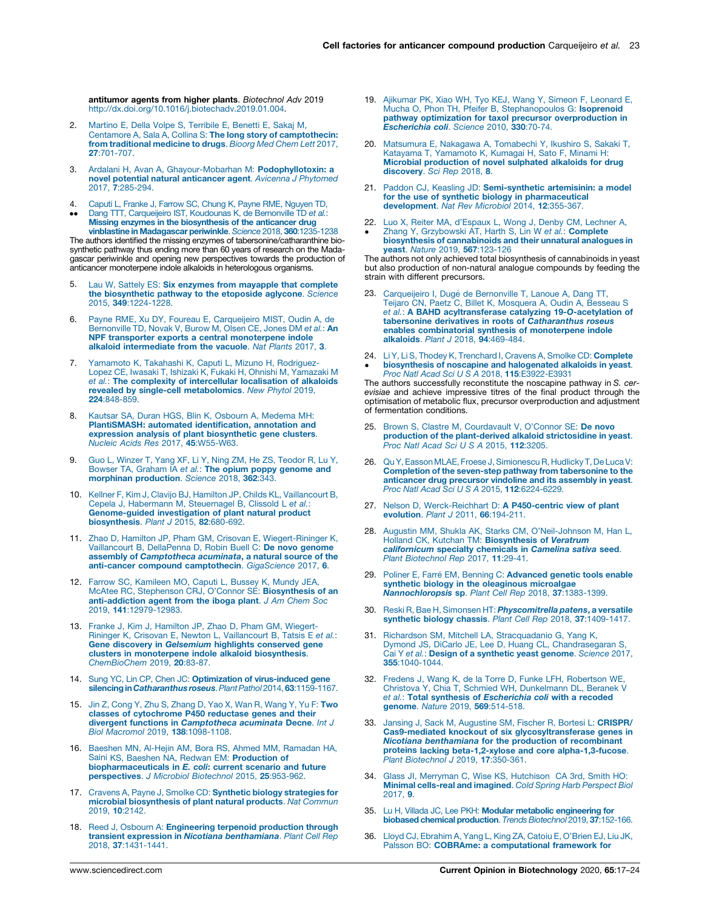antitumor agents from higher plants. *Biotechnol Adv* 2019 http://dx.doi.org/10.1016/j.biotechadv.2019.01.004.

2. Martino E, Della Volpe S, Terribile E, Benetti E, Sakaj M, Centamore A, Sala A, Collina S: **The long story of camptothecin: from traditional medicine to drugs**. *Bioorg Med Chem Lett* 2017, **27**:701-707.

3. Ardalani H, Avan A, Ghayour-Mobarhan M: **Podophyllotoxin: a novel potential natural anticancer agent**. *Avicenna J Phytomed* 2017, **7**:285-294.

4. •• Caputi L, Franke J, Farrow SC, Chung K, Payne RME, Nguyen TD, Dang TTT, Carqueijeiro IST, Koudounas K, de Bernonville TD *et al.*: **Missing enzymes in the biosynthesis of the anticancer drug vinblastine in Madagascar periwinkle**. *Science* 2018, **360**:1235-1238

The authors identified the missing enzymes of tabersonine/catharanthine biosynthetic pathway thus ending more than 60 years of research on the Madagascar periwinkle and opening new perspectives towards the production of anticancer monoterpene indole alkaloids in heterologous organisms.

5. Lau W, Sattely ES: **Six enzymes from mayapple that complete the biosynthetic pathway to the etoposide aglycone**. *Science* 2015, **349**:1224-1228.

6. Payne RME, Xu DY, Foureau E, Carqueijeiro MIST, Oudin A, de Bernonville TD, Novak V, Burow M, Olsen CE, Jones DM *et al.*: **An NPF transporter exports a central monoterpene indole alkaloid intermediate from the vacuole**. *Nat Plants* 2017, **3**.

7. Yamamoto K, Takahashi K, Caputi L, Mizuno H, Rodriguez-Lopez CE, Iwasaki T, Ishizaki K, Fukaki H, Ohnishi M, Yamazaki M *et al.*: **The complexity of intercellular localisation of alkaloids revealed by single-cell metabolomics**. *New Phytol* 2019, **224**:848-859.

8. Kautsar SA, Duran HGS, Blin K, Osbourn A, Medema MH: **PlantiSMASH: automated identification, annotation and expression analysis of plant biosynthetic gene clusters**. *Nucleic Acids Res* 2017, **45**:W55-W63.

9. Guo L, Winzer T, Yang XF, Li Y, Ning ZM, He ZS, Teodor R, Lu Y, Bowser TA, Graham IA *et al.*: **The opium poppy genome and morphinan production**. *Science* 2018, **362**:343.

10. Kellner F, Kim J, Clavijo BJ, Hamilton JP, Childs KL, Vaillancourt B, Cepela J, Habermann M, Steuernagel B, Clissold L *et al.*: **Genome-guided investigation of plant natural product biosynthesis**. *Plant J* 2015, **82**:680-692.

11. Zhao D, Hamilton JP, Pham GM, Crisovan E, Wiegert-Rininger K, Vaillancourt B, DellaPenna D, Robin Buell C: **De novo genome assembly of *Camptotheca acuminata*, a natural source of the anti-cancer compound camptothecin**. *GigaScience* 2017, **6**.

12. Farrow SC, Kamileen MO, Caputi L, Bussey K, Mundy JEA, McAtee RC, Stephenson CRJ, O'Connor SE: **Biosynthesis of an anti-addiction agent from the iboga plant**. *J Am Chem Soc* 2019, **141**:12979-12983.

13. Franke J, Kim J, Hamilton JP, Zhao D, Pham GM, Wiegert-Rininger K, Crisovan E, Newton L, Vaillancourt B, Tatsis E *et al.*: **Gene discovery in *Gelsemium* highlights conserved gene clusters in monoterpene indole alkaloid biosynthesis**. *ChemBioChem* 2019, **20**:83-87.

14. Sung YC, Lin CP, Chen JC: **Optimization of virus-induced gene silencing in *Catharanthus roseus***. *Plant Pathol* 2014, **63**:1159-1167.

15. Jin Z, Cong Y, Zhu S, Zhang D, Yao X, Wan R, Wang Y, Yu F: **Two classes of cytochrome P450 reductase genes and their divergent functions in *Camptotheca acuminata* Decne**. *Int J Biol Macromol* 2019, **138**:1098-1108.

16. Baeshen MN, Al-Hejin AM, Bora RS, Ahmed MM, Ramadan HA, Saini KS, Baeshen NA, Redwan EM: **Production of biopharmaceuticals in *E. coli*: current scenario and future perspectives**. *J Microbiol Biotechnol* 2015, **25**:953-962.

17. Cravens A, Payne J, Smolke CD: **Synthetic biology strategies for microbial biosynthesis of plant natural products**. *Nat Commun* 2019, **10**:2142.

18. Reed J, Osbourn A: **Engineering terpenoid production through transient expression in *Nicotiana benthamiana***. *Plant Cell Rep* 2018, **37**:1431-1441.

19. Ajikumar PK, Xiao WH, Tyo KEJ, Wang Y, Simeon F, Leonard E, Mucha O, Phon TH, Pfeifer B, Stephanopoulos G: **Isoprenoid pathway optimization for taxol precursor overproduction in *Escherichia coli***. *Science* 2010, **330**:70-74.

20. Matsumura E, Nakagawa A, Tomabechi Y, Ikushiro S, Sakaki T, Katayama T, Yamamoto K, Kumagai H, Sato F, Minami H: **Microbial production of novel sulphated alkaloids for drug discovery**. *Sci Rep* 2018, **8**.

21. Paddon CJ, Keasling JD: **Semi-synthetic artemisinin: a model for the use of synthetic biology in pharmaceutical development**. *Nat Rev Microbiol* 2014, **12**:355-367.

22. • Luo X, Reiter MA, d'Espaux L, Wong J, Denby CM, Lechner A, Zhang Y, Grzybowski AT, Harth S, Lin W *et al.*: **Complete biosynthesis of cannabinoids and their unnatural analogues in yeast**. *Nature* 2019, **567**:123-126

The authors not only achieved total biosynthesis of cannabinoids in yeast but also production of non-natural analogue compounds by feeding the strain with different precursors.

23. Carqueijeiro I, Dugé de Bernonville T, Lanoue A, Dang TT, Teijaro CN, Paetz C, Billet K, Mosquera A, Oudin A, Besseau S *et al.*: **A BAHD acyltransferase catalyzing 19-*O*-acetylation of tabersonine derivatives in roots of *Catharanthus roseus* enables combinatorial synthesis of monoterpene indole alkaloids**. *Plant J* 2018, **94**:469-484.

24. • Li Y, Li S, Thodey K, Trenchard I, Cravens A, Smolke CD: **Complete biosynthesis of noscapine and halogenated alkaloids in yeast**. *Proc Natl Acad Sci U S A* 2018, **115**:E3922-E3931

The authors successfully reconstitute the noscapine pathway in *S. cerevisiae* and achieve impressive titres of the final product through the optimisation of metabolic flux, precursor overproduction and adjustment of fermentation conditions.

25. Brown S, Clastre M, Courdavault V, O'Connor SE: **De novo production of the plant-derived alkaloid strictosidine in yeast**. *Proc Natl Acad Sci U S A* 2015, **112**:3205.

26. Qu Y, Easson MLAE, Froese J, Simionescu R, Hudlicky T, De Luca V: **Completion of the seven-step pathway from tabersonine to the anticancer drug precursor vindoline and its assembly in yeast**. *Proc Natl Acad Sci U S A* 2015, **112**:6224-6229.

27. Nelson D, Werck-Reichhart D: **A P450-centric view of plant evolution**. *Plant J* 2011, **66**:194-211.

28. Augustin MM, Shukla AK, Starks CM, O'Neil-Johnson M, Han L, Holland CK, Kutchan TM: **Biosynthesis of *Veratrum californicum* specialty chemicals in *Camelina sativa* seed**. *Plant Biotechnol Rep* 2017, **11**:29-41.

29. Poliner E, Farré EM, Benning C: **Advanced genetic tools enable synthetic biology in the oleaginous microalgae *Nannochloropsis* sp**. *Plant Cell Rep* 2018, **37**:1383-1399.

30. Reski R, Bae H, Simonsen HT: ***Physcomitrella patens*, a versatile synthetic biology chassis**. *Plant Cell Rep* 2018, **37**:1409-1417.

31. Richardson SM, Mitchell LA, Stracquadanio G, Yang K, Dymond JS, DiCarlo JE, Lee D, Huang CL, Chandrasegaran S, Cai Y *et al.*: **Design of a synthetic yeast genome**. *Science* 2017, **355**:1040-1044.

32. Fredens J, Wang K, de la Torre D, Funke LFH, Robertson WE, Christova Y, Chia T, Schmied WH, Dunkelmann DL, Beranek V *et al.*: **Total synthesis of *Escherichia coli* with a recoded genome**. *Nature* 2019, **569**:514-518.

33. Jansing J, Sack M, Augustine SM, Fischer R, Bortesi L: **CRISPR/Cas9-mediated knockout of six glycosyltransferase genes in *Nicotiana benthamiana* for the production of recombinant proteins lacking beta-1,2-xylose and core alpha-1,3-fucose**. *Plant Biotechnol J* 2019, **17**:350-361.

34. Glass JI, Merryman C, Wise KS, Hutchison CA 3rd, Smith HO: **Minimal cells-real and imagined**. *Cold Spring Harb Perspect Biol* 2017, **9**.

35. Lu H, Villada JC, Lee PKH: **Modular metabolic engineering for biobased chemical production**. *Trends Biotechnol* 2019, **37**:152-166.

36. Lloyd CJ, Ebrahim A, Yang L, King ZA, Catoiu E, O'Brien EJ, Liu JK, Palsson BO: **COBRAme: a computational framework for**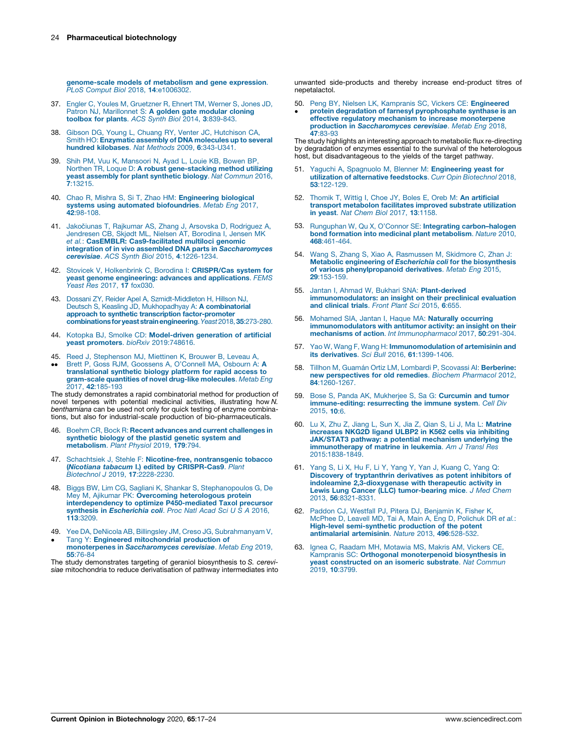genome-scale models of metabolism and gene expression. *PLoS Comput Biol* 2018, **14**:e1006302.

37. Engler C, Youles M, Gruetzner R, Ehnert TM, Werner S, Jones JD, Patron NJ, Marillonnet S: **A golden gate modular cloning toolbox for plants**. *ACS Synth Biol* 2014, **3**:839-843.

38. Gibson DG, Young L, Chuang RY, Venter JC, Hutchison CA, Smith HO: **Enzymatic assembly of DNA molecules up to several hundred kilobases**. *Nat Methods* 2009, **6**:343-U341.

39. Shih PM, Vuu K, Mansoori N, Ayad L, Louie KB, Bowen BP, Northen TR, Loque D: **A robust gene-stacking method utilizing yeast assembly for plant synthetic biology**. *Nat Commun* 2016, **7**:13215.

40. Chao R, Mishra S, Si T, Zhao HM: **Engineering biological systems using automated biofoundries**. *Metab Eng* 2017, **42**:98-108.

41. Jakočiunas T, Rajkumar AS, Zhang J, Arsovska D, Rodriguez A, Jendresen CB, Skjødt ML, Nielsen AT, Borodina I, Jensen MK *et al.*: **CasEMBLR: Cas9-facilitated multiloci genomic integration of in vivo assembled DNA parts in *Saccharomyces cerevisiae***. *ACS Synth Biol* 2015, **4**:1226-1234.

42. Stovicek V, Holkenbrink C, Borodina I: **CRISPR/Cas system for yeast genome engineering: advances and applications**. *FEMS Yeast Res* 2017, **17** fox030.

43. Dossani ZY, Reider Apel A, Szmidt-Middleton H, Hillson NJ, Deutsch S, Keasling JD, Mukhopadhyay A: **A combinatorial approach to synthetic transcription factor-promoter combinations for yeast strain engineering**. *Yeast* 2018, **35**:273-280.

44. Kotopka BJ, Smolke CD: **Model-driven generation of artificial yeast promoters**. *bioRxiv* 2019:748616.

45. •• Reed J, Stephenson MJ, Miettinen K, Brouwer B, Leveau A, Brett P, Goss RJM, Goossens A, O'Connell MA, Osbourn A: **A translational synthetic biology platform for rapid access to gram-scale quantities of novel drug-like molecules**. *Metab Eng* 2017, **42**:185-193

The study demonstrates a rapid combinatorial method for production of novel terpenes with potential medicinal activities, illustrating how *N. benthamiana* can be used not only for quick testing of enzyme combinations, but also for industrial-scale production of bio-pharmaceuticals.

46. Boehm CR, Bock R: **Recent advances and current challenges in synthetic biology of the plastid genetic system and metabolism**. *Plant Physiol* 2019, **179**:794.

47. Schachtsiek J, Stehle F: **Nicotine-free, nontransgenic tobacco (*Nicotiana tabacum* l.) edited by CRISPR-Cas9**. *Plant Biotechnol J* 2019, **17**:2228-2230.

48. Biggs BW, Lim CG, Sagliani K, Shankar S, Stephanopoulos G, De Mey M, Ajikumar PK: **Overcoming heterologous protein interdependency to optimize P450-mediated Taxol precursor synthesis in *Escherichia coli***. *Proc Natl Acad Sci U S A* 2016, **113**:3209.

49. • Yee DA, DeNicola AB, Billingsley JM, Creso JG, Subrahmanyam V, Tang Y: **Engineered mitochondrial production of monoterpenes in *Saccharomyces cerevisiae***. *Metab Eng* 2019, **55**:76-84

The study demonstrates targeting of geraniol biosynthesis to *S. cerevisiae* mitochondria to reduce derivatisation of pathway intermediates into unwanted side-products and thereby increase end-product titres of nepetalactol.

50. • Peng BY, Nielsen LK, Kampranis SC, Vickers CE: **Engineered protein degradation of farnesyl pyrophosphate synthase is an effective regulatory mechanism to increase monoterpene production in *Saccharomyces cerevisiae***. *Metab Eng* 2018, **47**:83-93

The study highlights an interesting approach to metabolic flux re-directing by degradation of enzymes essential to the survival of the heterologous host, but disadvantageous to the yields of the target pathway.

51. Yaguchi A, Spagnuolo M, Blenner M: **Engineering yeast for utilization of alternative feedstocks**. *Curr Opin Biotechnol* 2018, **53**:122-129.

52. Thomik T, Wittig I, Choe JY, Boles E, Oreb M: **An artificial transport metabolon facilitates improved substrate utilization in yeast**. *Nat Chem Biol* 2017, **13**:1158.

53. Runguphan W, Qu X, O'Connor SE: **Integrating carbon–halogen bond formation into medicinal plant metabolism**. *Nature* 2010, **468**:461-464.

54. Wang S, Zhang S, Xiao A, Rasmussen M, Skidmore C, Zhan J: **Metabolic engineering of *Escherichia coli* for the biosynthesis of various phenylpropanoid derivatives**. *Metab Eng* 2015, **29**:153-159.

55. Jantan I, Ahmad W, Bukhari SNA: **Plant-derived immunomodulators: an insight on their preclinical evaluation and clinical trials**. *Front Plant Sci* 2015, **6**:655.

56. Mohamed SIA, Jantan I, Haque MA: **Naturally occurring immunomodulators with antitumor activity: an insight on their mechanisms of action**. *Int Immunopharmacol* 2017, **50**:291-304.

57. Yao W, Wang F, Wang H: **Immunomodulation of artemisinin and its derivatives**. *Sci Bull* 2016, **61**:1399-1406.

58. Tillhon M, Guamán Ortiz LM, Lombardi P, Scovassi AI: **Berberine: new perspectives for old remedies**. *Biochem Pharmacol* 2012, **84**:1260-1267.

59. Bose S, Panda AK, Mukherjee S, Sa G: **Curcumin and tumor immune-editing: resurrecting the immune system**. *Cell Div* 2015, **10**:6.

60. Lu X, Zhu Z, Jiang L, Sun X, Jia Z, Qian S, Li J, Ma L: **Matrine increases NKG2D ligand ULBP2 in K562 cells via inhibiting JAK/STAT3 pathway: a potential mechanism underlying the immunotherapy of matrine in leukemia**. *Am J Transl Res* 2015:1838-1849.

61. Yang S, Li X, Hu F, Li Y, Yang Y, Yan J, Kuang C, Yang Q: **Discovery of tryptanthrin derivatives as potent inhibitors of indoleamine 2,3-dioxygenase with therapeutic activity in Lewis Lung Cancer (LLC) tumor-bearing mice**. *J Med Chem* 2013, **56**:8321-8331.

62. Paddon CJ, Westfall PJ, Pitera DJ, Benjamin K, Fisher K, McPhee D, Leavell MD, Tai A, Main A, Eng D, Polichuk DR *et al.*: **High-level semi-synthetic production of the potent antimalarial artemisinin**. *Nature* 2013, **496**:528-532.

63. Ignea C, Raadam MH, Motawia MS, Makris AM, Vickers CE, Kampranis SC: **Orthogonal monoterpenoid biosynthesis in yeast constructed on an isomeric substrate**. *Nat Commun* 2019, **10**:3799.